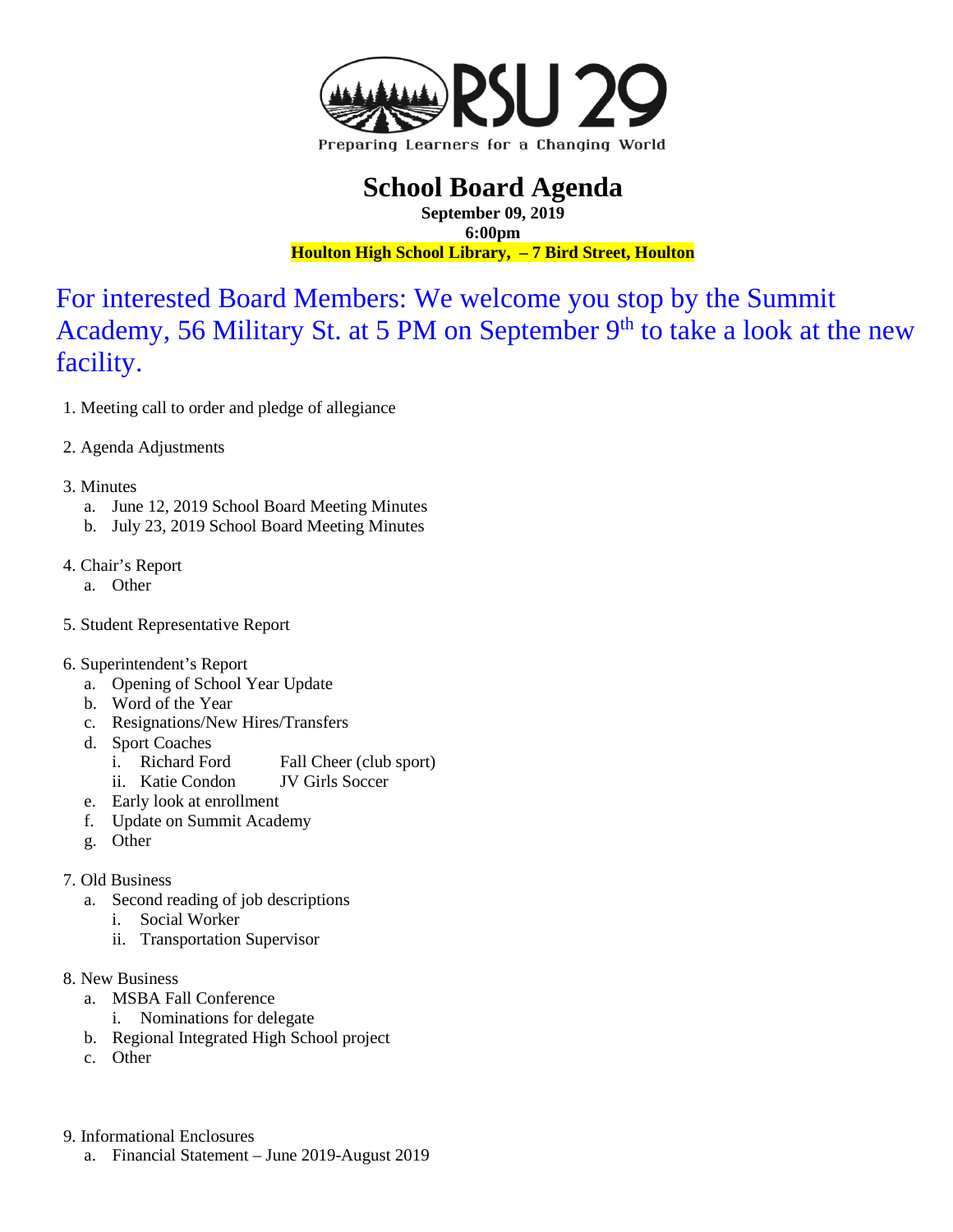RSU 29

Preparing Learners for a Changing World

# School Board Agenda

**September 09, 2019**

**6:00pm**

**Houlton High School Library, – 7 Bird Street, Houlton**

For interested Board Members: We welcome you stop by the Summit Academy, 56 Military St. at 5 PM on September 9th to take a look at the new facility.

1. Meeting call to order and pledge of allegiance

2. Agenda Adjustments

3. Minutes
   a. June 12, 2019 School Board Meeting Minutes
   b. July 23, 2019 School Board Meeting Minutes

4. Chair's Report
   a. Other

5. Student Representative Report

6. Superintendent's Report
   a. Opening of School Year Update
   b. Word of the Year
   c. Resignations/New Hires/Transfers
   d. Sport Coaches
      i. Richard Ford — Fall Cheer (club sport)
      ii. Katie Condon — JV Girls Soccer
   e. Early look at enrollment
   f. Update on Summit Academy
   g. Other

7. Old Business
   a. Second reading of job descriptions
      i. Social Worker
      ii. Transportation Supervisor

8. New Business
   a. MSBA Fall Conference
      i. Nominations for delegate
   b. Regional Integrated High School project
   c. Other

9. Informational Enclosures
   a. Financial Statement – June 2019-August 2019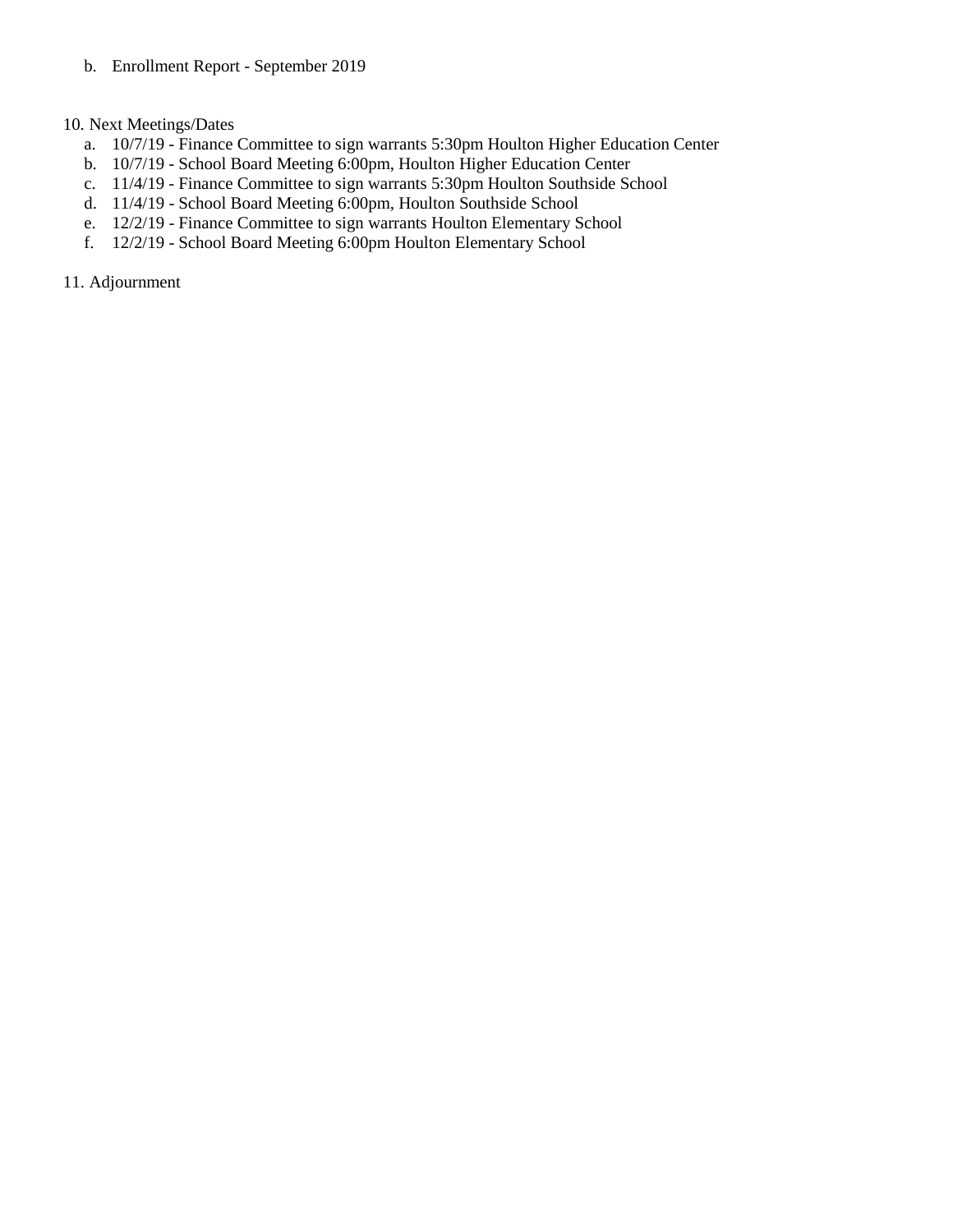b. Enrollment Report - September 2019

10. Next Meetings/Dates
    a. 10/7/19 - Finance Committee to sign warrants 5:30pm Houlton Higher Education Center
    b. 10/7/19 - School Board Meeting 6:00pm, Houlton Higher Education Center
    c. 11/4/19 - Finance Committee to sign warrants 5:30pm Houlton Southside School
    d. 11/4/19 - School Board Meeting 6:00pm, Houlton Southside School
    e. 12/2/19 - Finance Committee to sign warrants Houlton Elementary School
    f. 12/2/19 - School Board Meeting 6:00pm Houlton Elementary School

11. Adjournment